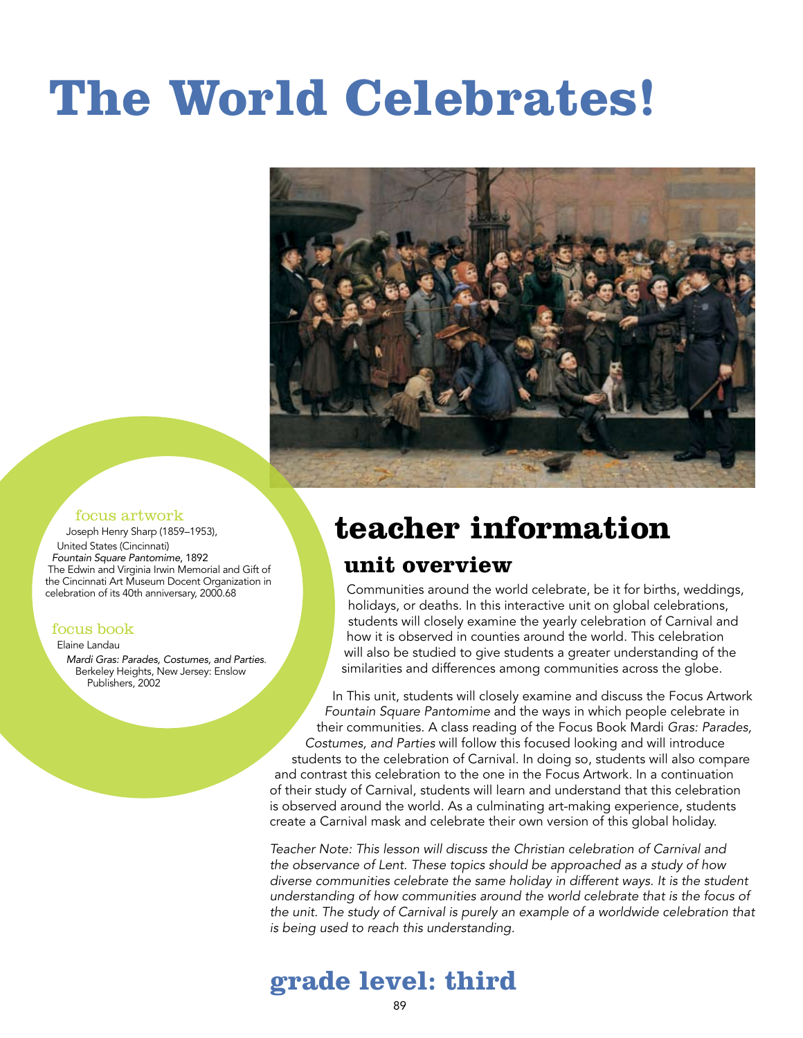# The World Celebrates!

### focus artwork

Joseph Henry Sharp (1859–1953),
United States (Cincinnati)
*Fountain Square Pantomime*, 1892
The Edwin and Virginia Irwin Memorial and Gift of the Cincinnati Art Museum Docent Organization in celebration of its 40th anniversary, 2000.68

### focus book

Elaine Landau
*Mardi Gras: Parades, Costumes, and Parties.* Berkeley Heights, New Jersey: Enslow Publishers, 2002

## teacher information

### unit overview

Communities around the world celebrate, be it for births, weddings, holidays, or deaths. In this interactive unit on global celebrations, students will closely examine the yearly celebration of Carnival and how it is observed in counties around the world. This celebration will also be studied to give students a greater understanding of the similarities and differences among communities across the globe.

In This unit, students will closely examine and discuss the Focus Artwork *Fountain Square Pantomime* and the ways in which people celebrate in their communities. A class reading of the Focus Book Mardi *Gras: Parades, Costumes, and Parties* will follow this focused looking and will introduce students to the celebration of Carnival. In doing so, students will also compare and contrast this celebration to the one in the Focus Artwork. In a continuation of their study of Carnival, students will learn and understand that this celebration is observed around the world. As a culminating art-making experience, students create a Carnival mask and celebrate their own version of this global holiday.

*Teacher Note: This lesson will discuss the Christian celebration of Carnival and the observance of Lent. These topics should be approached as a study of how diverse communities celebrate the same holiday in different ways. It is the student understanding of how communities around the world celebrate that is the focus of the unit. The study of Carnival is purely an example of a worldwide celebration that is being used to reach this understanding.*

## grade level: third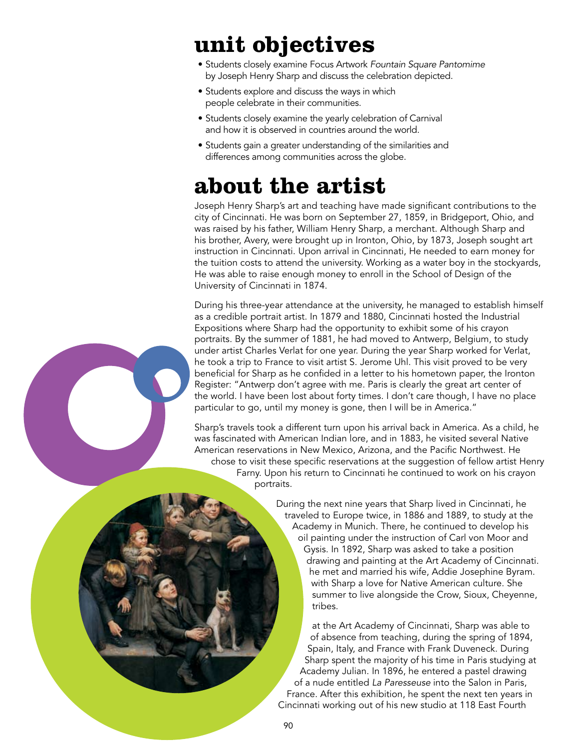# unit objectives

- Students closely examine Focus Artwork *Fountain Square Pantomime* by Joseph Henry Sharp and discuss the celebration depicted.
- Students explore and discuss the ways in which people celebrate in their communities.
- Students closely examine the yearly celebration of Carnival and how it is observed in countries around the world.
- Students gain a greater understanding of the similarities and differences among communities across the globe.

# about the artist

Joseph Henry Sharp's art and teaching have made significant contributions to the city of Cincinnati. He was born on September 27, 1859, in Bridgeport, Ohio, and was raised by his father, William Henry Sharp, a merchant. Although Sharp and his brother, Avery, were brought up in Ironton, Ohio, by 1873, Joseph sought art instruction in Cincinnati. Upon arrival in Cincinnati, He needed to earn money for the tuition costs to attend the university. Working as a water boy in the stockyards, He was able to raise enough money to enroll in the School of Design of the University of Cincinnati in 1874.

During his three-year attendance at the university, he managed to establish himself as a credible portrait artist. In 1879 and 1880, Cincinnati hosted the Industrial Expositions where Sharp had the opportunity to exhibit some of his crayon portraits. By the summer of 1881, he had moved to Antwerp, Belgium, to study under artist Charles Verlat for one year. During the year Sharp worked for Verlat, he took a trip to France to visit artist S. Jerome Uhl. This visit proved to be very beneficial for Sharp as he confided in a letter to his hometown paper, the Ironton Register: "Antwerp don't agree with me. Paris is clearly the great art center of the world. I have been lost about forty times. I don't care though, I have no place particular to go, until my money is gone, then I will be in America."

Sharp's travels took a different turn upon his arrival back in America. As a child, he was fascinated with American Indian lore, and in 1883, he visited several Native American reservations in New Mexico, Arizona, and the Pacific Northwest. He chose to visit these specific reservations at the suggestion of fellow artist Henry Farny. Upon his return to Cincinnati he continued to work on his crayon portraits.

During the next nine years that Sharp lived in Cincinnati, he traveled to Europe twice, in 1886 and 1889, to study at the Academy in Munich. There, he continued to develop his oil painting under the instruction of Carl von Moor and Gysis. In 1892, Sharp was asked to take a position drawing and painting at the Art Academy of Cincinnati. he met and married his wife, Addie Josephine Byram. with Sharp a love for Native American culture. She summer to live alongside the Crow, Sioux, Cheyenne, tribes.

at the Art Academy of Cincinnati, Sharp was able to of absence from teaching, during the spring of 1894, Spain, Italy, and France with Frank Duveneck. During Sharp spent the majority of his time in Paris studying at Academy Julian. In 1896, he entered a pastel drawing of a nude entitled *La Paresseuse* into the Salon in Paris, France. After this exhibition, he spent the next ten years in Cincinnati working out of his new studio at 118 East Fourth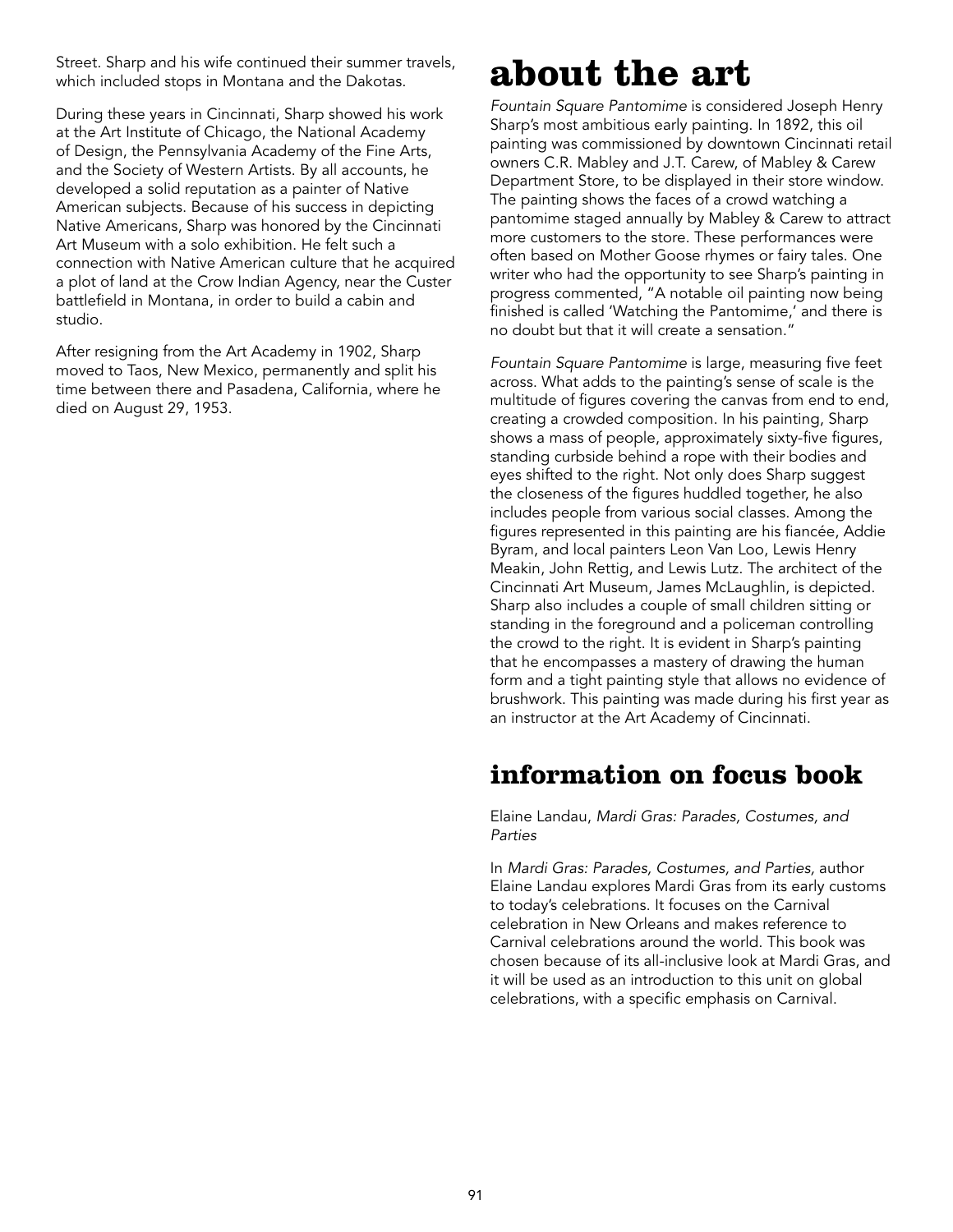Street. Sharp and his wife continued their summer travels, which included stops in Montana and the Dakotas.

During these years in Cincinnati, Sharp showed his work at the Art Institute of Chicago, the National Academy of Design, the Pennsylvania Academy of the Fine Arts, and the Society of Western Artists. By all accounts, he developed a solid reputation as a painter of Native American subjects. Because of his success in depicting Native Americans, Sharp was honored by the Cincinnati Art Museum with a solo exhibition. He felt such a connection with Native American culture that he acquired a plot of land at the Crow Indian Agency, near the Custer battlefield in Montana, in order to build a cabin and studio.

After resigning from the Art Academy in 1902, Sharp moved to Taos, New Mexico, permanently and split his time between there and Pasadena, California, where he died on August 29, 1953.

# about the art

*Fountain Square Pantomime* is considered Joseph Henry Sharp's most ambitious early painting. In 1892, this oil painting was commissioned by downtown Cincinnati retail owners C.R. Mabley and J.T. Carew, of Mabley & Carew Department Store, to be displayed in their store window. The painting shows the faces of a crowd watching a pantomime staged annually by Mabley & Carew to attract more customers to the store. These performances were often based on Mother Goose rhymes or fairy tales. One writer who had the opportunity to see Sharp's painting in progress commented, "A notable oil painting now being finished is called 'Watching the Pantomime,' and there is no doubt but that it will create a sensation."

*Fountain Square Pantomime* is large, measuring five feet across. What adds to the painting's sense of scale is the multitude of figures covering the canvas from end to end, creating a crowded composition. In his painting, Sharp shows a mass of people, approximately sixty-five figures, standing curbside behind a rope with their bodies and eyes shifted to the right. Not only does Sharp suggest the closeness of the figures huddled together, he also includes people from various social classes. Among the figures represented in this painting are his fiancée, Addie Byram, and local painters Leon Van Loo, Lewis Henry Meakin, John Rettig, and Lewis Lutz. The architect of the Cincinnati Art Museum, James McLaughlin, is depicted. Sharp also includes a couple of small children sitting or standing in the foreground and a policeman controlling the crowd to the right. It is evident in Sharp's painting that he encompasses a mastery of drawing the human form and a tight painting style that allows no evidence of brushwork. This painting was made during his first year as an instructor at the Art Academy of Cincinnati.

## information on focus book

Elaine Landau, *Mardi Gras: Parades, Costumes, and Parties*

In *Mardi Gras: Parades, Costumes, and Parties,* author Elaine Landau explores Mardi Gras from its early customs to today's celebrations. It focuses on the Carnival celebration in New Orleans and makes reference to Carnival celebrations around the world. This book was chosen because of its all-inclusive look at Mardi Gras, and it will be used as an introduction to this unit on global celebrations, with a specific emphasis on Carnival.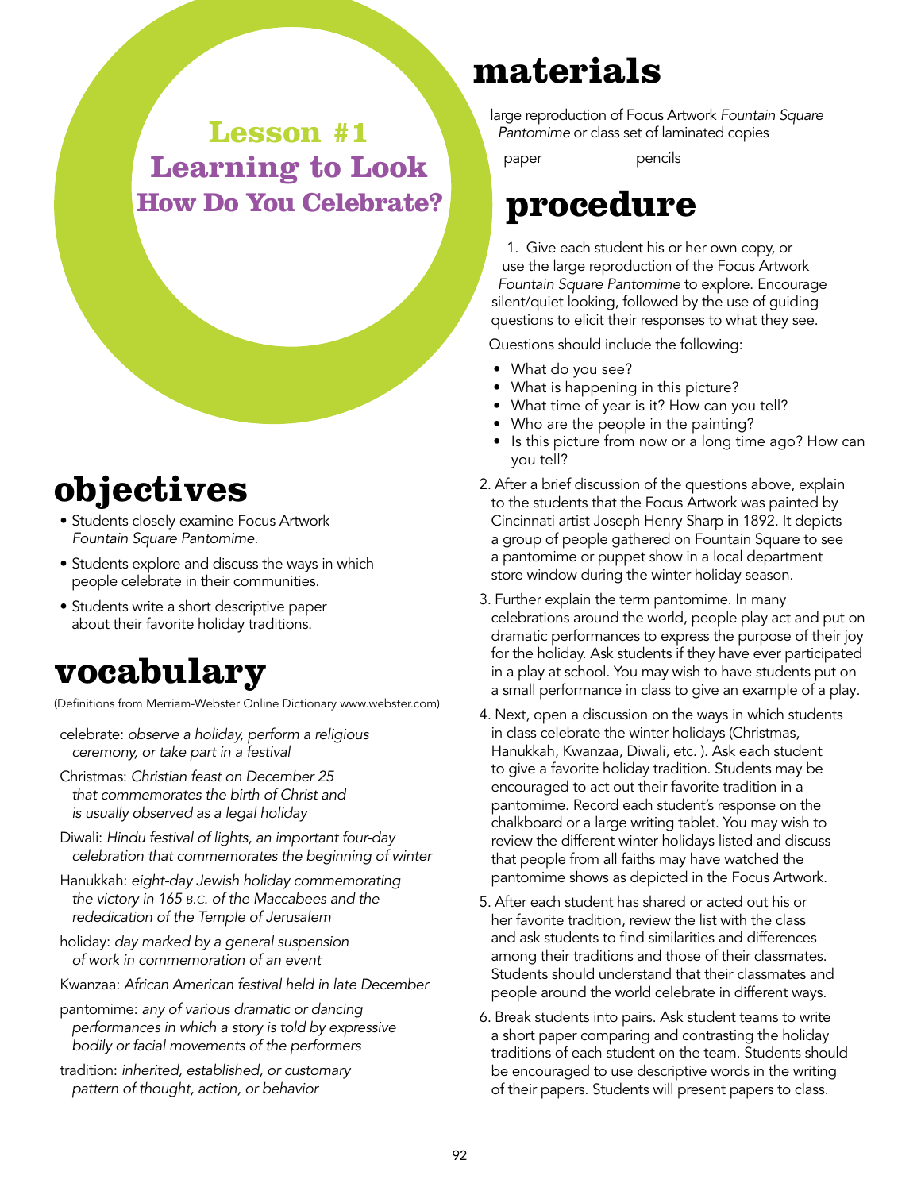# Lesson #1
# Learning to Look
## How Do You Celebrate?

## objectives

- Students closely examine Focus Artwork *Fountain Square Pantomime*.
- Students explore and discuss the ways in which people celebrate in their communities.
- Students write a short descriptive paper about their favorite holiday traditions.

## vocabulary

(Definitions from Merriam-Webster Online Dictionary www.webster.com)

celebrate: *observe a holiday, perform a religious ceremony, or take part in a festival*

Christmas: *Christian feast on December 25 that commemorates the birth of Christ and is usually observed as a legal holiday*

Diwali: *Hindu festival of lights, an important four-day celebration that commemorates the beginning of winter*

Hanukkah: *eight-day Jewish holiday commemorating the victory in 165 B.C. of the Maccabees and the rededication of the Temple of Jerusalem*

holiday: *day marked by a general suspension of work in commemoration of an event*

Kwanzaa: *African American festival held in late December*

pantomime: *any of various dramatic or dancing performances in which a story is told by expressive bodily or facial movements of the performers*

tradition: *inherited, established, or customary pattern of thought, action, or behavior*

## materials

large reproduction of Focus Artwork *Fountain Square Pantomime* or class set of laminated copies

paper

pencils

## procedure

1. Give each student his or her own copy, or use the large reproduction of the Focus Artwork *Fountain Square Pantomime* to explore. Encourage silent/quiet looking, followed by the use of guiding questions to elicit their responses to what they see.

   Questions should include the following:

   - What do you see?
   - What is happening in this picture?
   - What time of year is it? How can you tell?
   - Who are the people in the painting?
   - Is this picture from now or a long time ago? How can you tell?

2. After a brief discussion of the questions above, explain to the students that the Focus Artwork was painted by Cincinnati artist Joseph Henry Sharp in 1892. It depicts a group of people gathered on Fountain Square to see a pantomime or puppet show in a local department store window during the winter holiday season.

3. Further explain the term pantomime. In many celebrations around the world, people play act and put on dramatic performances to express the purpose of their joy for the holiday. Ask students if they have ever participated in a play at school. You may wish to have students put on a small performance in class to give an example of a play.

4. Next, open a discussion on the ways in which students in class celebrate the winter holidays (Christmas, Hanukkah, Kwanzaa, Diwali, etc. ). Ask each student to give a favorite holiday tradition. Students may be encouraged to act out their favorite tradition in a pantomime. Record each student's response on the chalkboard or a large writing tablet. You may wish to review the different winter holidays listed and discuss that people from all faiths may have watched the pantomime shows as depicted in the Focus Artwork.

5. After each student has shared or acted out his or her favorite tradition, review the list with the class and ask students to find similarities and differences among their traditions and those of their classmates. Students should understand that their classmates and people around the world celebrate in different ways.

6. Break students into pairs. Ask student teams to write a short paper comparing and contrasting the holiday traditions of each student on the team. Students should be encouraged to use descriptive words in the writing of their papers. Students will present papers to class.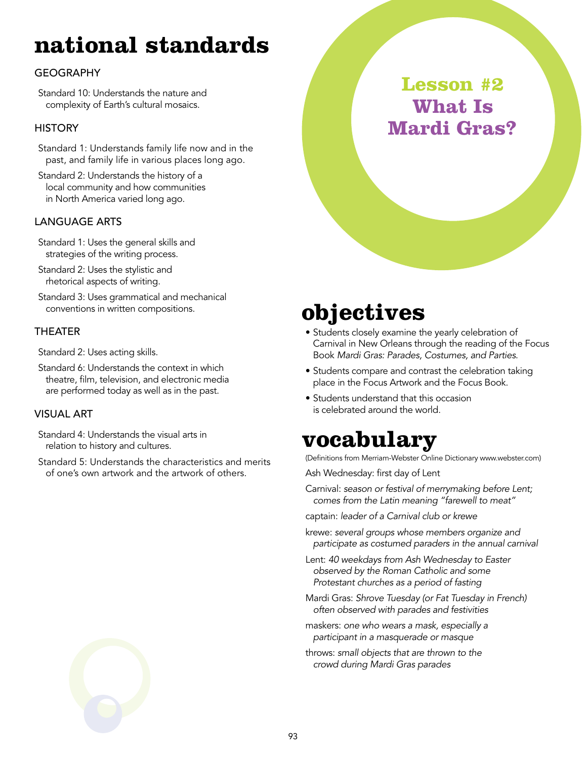# Lesson #2 What Is Mardi Gras?

## national standards

### GEOGRAPHY

Standard 10: Understands the nature and complexity of Earth's cultural mosaics.

### HISTORY

Standard 1: Understands family life now and in the past, and family life in various places long ago.

Standard 2: Understands the history of a local community and how communities in North America varied long ago.

### LANGUAGE ARTS

Standard 1: Uses the general skills and strategies of the writing process.

Standard 2: Uses the stylistic and rhetorical aspects of writing.

Standard 3: Uses grammatical and mechanical conventions in written compositions.

### THEATER

Standard 2: Uses acting skills.

Standard 6: Understands the context in which theatre, film, television, and electronic media are performed today as well as in the past.

### VISUAL ART

Standard 4: Understands the visual arts in relation to history and cultures.

Standard 5: Understands the characteristics and merits of one's own artwork and the artwork of others.

## objectives

- Students closely examine the yearly celebration of Carnival in New Orleans through the reading of the Focus Book *Mardi Gras: Parades, Costumes, and Parties.*
- Students compare and contrast the celebration taking place in the Focus Artwork and the Focus Book.
- Students understand that this occasion is celebrated around the world.

## vocabulary

(Definitions from Merriam-Webster Online Dictionary www.webster.com)

Ash Wednesday: first day of Lent

Carnival: *season or festival of merrymaking before Lent; comes from the Latin meaning "farewell to meat"*

captain: *leader of a Carnival club or krewe*

krewe: *several groups whose members organize and participate as costumed paraders in the annual carnival*

Lent: *40 weekdays from Ash Wednesday to Easter observed by the Roman Catholic and some Protestant churches as a period of fasting*

Mardi Gras: *Shrove Tuesday (or Fat Tuesday in French) often observed with parades and festivities*

maskers: *one who wears a mask, especially a participant in a masquerade or masque*

throws: *small objects that are thrown to the crowd during Mardi Gras parades*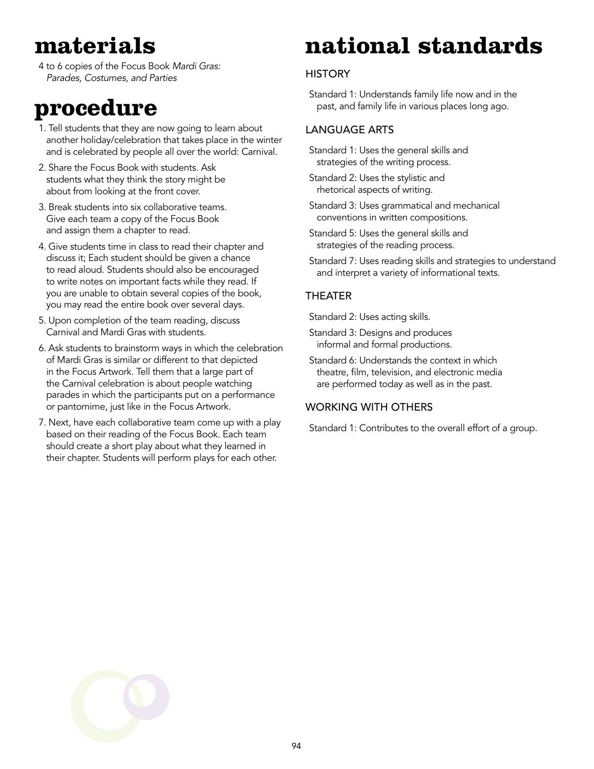# materials

4 to 6 copies of the Focus Book *Mardi Gras: Parades, Costumes, and Parties*

# procedure

1. Tell students that they are now going to learn about another holiday/celebration that takes place in the winter and is celebrated by people all over the world: Carnival.
2. Share the Focus Book with students. Ask students what they think the story might be about from looking at the front cover.
3. Break students into six collaborative teams. Give each team a copy of the Focus Book and assign them a chapter to read.
4. Give students time in class to read their chapter and discuss it; Each student should be given a chance to read aloud. Students should also be encouraged to write notes on important facts while they read. If you are unable to obtain several copies of the book, you may read the entire book over several days.
5. Upon completion of the team reading, discuss Carnival and Mardi Gras with students.
6. Ask students to brainstorm ways in which the celebration of Mardi Gras is similar or different to that depicted in the Focus Artwork. Tell them that a large part of the Carnival celebration is about people watching parades in which the participants put on a performance or pantomime, just like in the Focus Artwork.
7. Next, have each collaborative team come up with a play based on their reading of the Focus Book. Each team should create a short play about what they learned in their chapter. Students will perform plays for each other.

# national standards

## HISTORY

Standard 1: Understands family life now and in the past, and family life in various places long ago.

## LANGUAGE ARTS

Standard 1: Uses the general skills and strategies of the writing process.

Standard 2: Uses the stylistic and rhetorical aspects of writing.

Standard 3: Uses grammatical and mechanical conventions in written compositions.

Standard 5: Uses the general skills and strategies of the reading process.

Standard 7: Uses reading skills and strategies to understand and interpret a variety of informational texts.

## THEATER

Standard 2: Uses acting skills.

Standard 3: Designs and produces informal and formal productions.

Standard 6: Understands the context in which theatre, film, television, and electronic media are performed today as well as in the past.

## WORKING WITH OTHERS

Standard 1: Contributes to the overall effort of a group.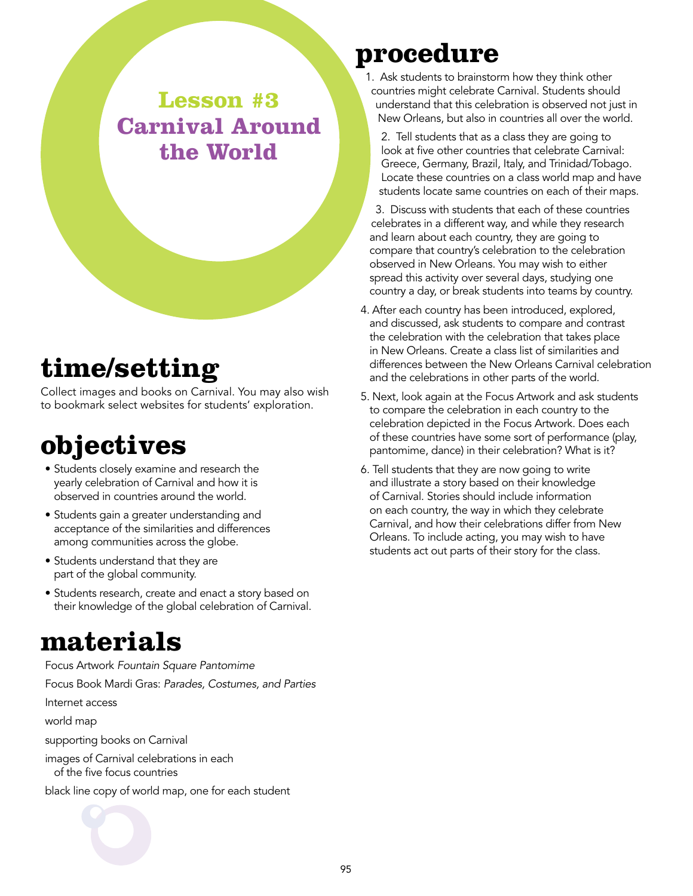# Lesson #3 Carnival Around the World

## time/setting

Collect images and books on Carnival. You may also wish to bookmark select websites for students' exploration.

## objectives

- Students closely examine and research the yearly celebration of Carnival and how it is observed in countries around the world.
- Students gain a greater understanding and acceptance of the similarities and differences among communities across the globe.
- Students understand that they are part of the global community.
- Students research, create and enact a story based on their knowledge of the global celebration of Carnival.

## materials

Focus Artwork *Fountain Square Pantomime*

Focus Book Mardi Gras: *Parades, Costumes, and Parties*

Internet access

world map

supporting books on Carnival

images of Carnival celebrations in each of the five focus countries

black line copy of world map, one for each student

## procedure

1. Ask students to brainstorm how they think other countries might celebrate Carnival. Students should understand that this celebration is observed not just in New Orleans, but also in countries all over the world.
2. Tell students that as a class they are going to look at five other countries that celebrate Carnival: Greece, Germany, Brazil, Italy, and Trinidad/Tobago. Locate these countries on a class world map and have students locate same countries on each of their maps.
3. Discuss with students that each of these countries celebrates in a different way, and while they research and learn about each country, they are going to compare that country's celebration to the celebration observed in New Orleans. You may wish to either spread this activity over several days, studying one country a day, or break students into teams by country.
4. After each country has been introduced, explored, and discussed, ask students to compare and contrast the celebration with the celebration that takes place in New Orleans. Create a class list of similarities and differences between the New Orleans Carnival celebration and the celebrations in other parts of the world.
5. Next, look again at the Focus Artwork and ask students to compare the celebration in each country to the celebration depicted in the Focus Artwork. Does each of these countries have some sort of performance (play, pantomime, dance) in their celebration? What is it?
6. Tell students that they are now going to write and illustrate a story based on their knowledge of Carnival. Stories should include information on each country, the way in which they celebrate Carnival, and how their celebrations differ from New Orleans. To include acting, you may wish to have students act out parts of their story for the class.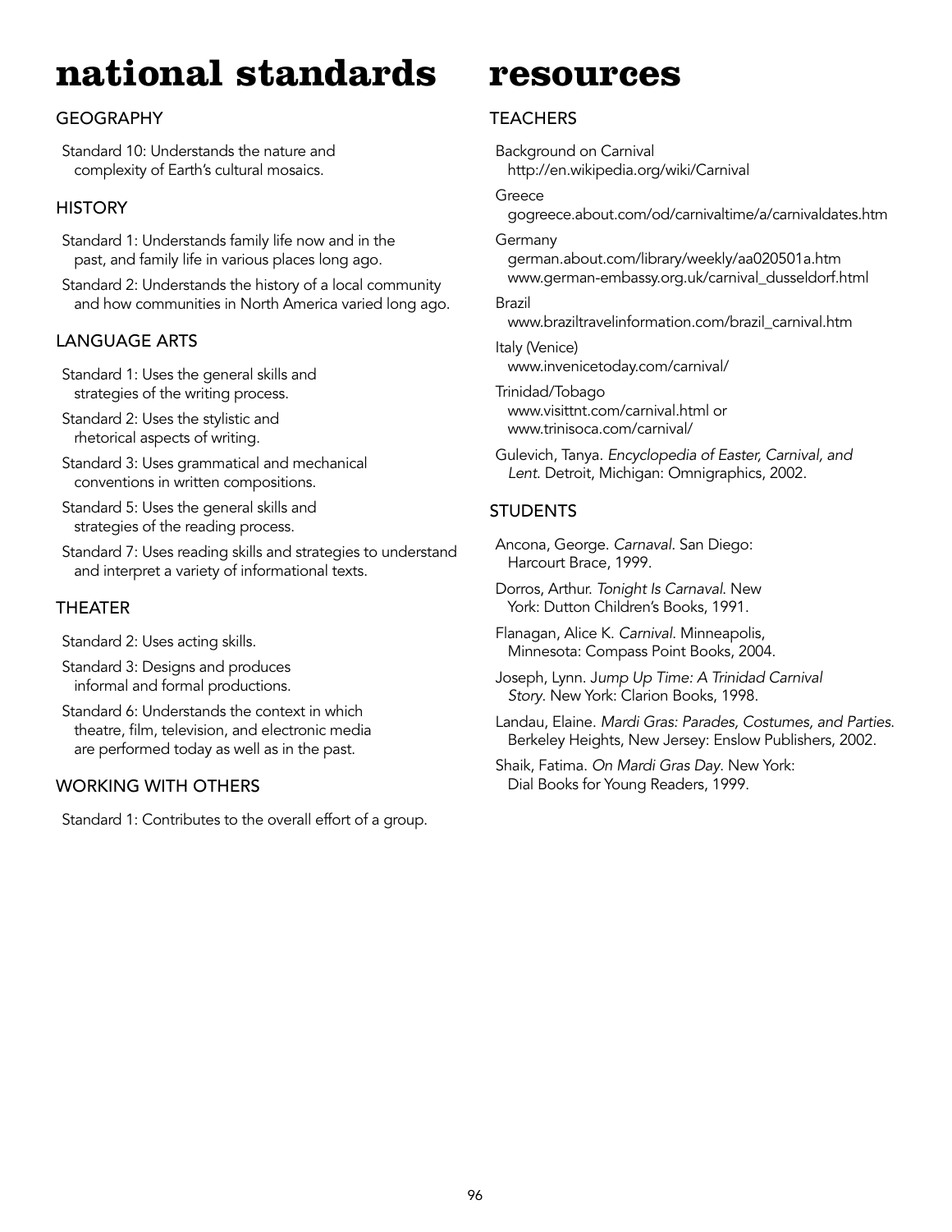# national standards

## GEOGRAPHY

Standard 10: Understands the nature and complexity of Earth's cultural mosaics.

## HISTORY

Standard 1: Understands family life now and in the past, and family life in various places long ago.

Standard 2: Understands the history of a local community and how communities in North America varied long ago.

## LANGUAGE ARTS

Standard 1: Uses the general skills and strategies of the writing process.

Standard 2: Uses the stylistic and rhetorical aspects of writing.

Standard 3: Uses grammatical and mechanical conventions in written compositions.

Standard 5: Uses the general skills and strategies of the reading process.

Standard 7: Uses reading skills and strategies to understand and interpret a variety of informational texts.

## THEATER

Standard 2: Uses acting skills.

Standard 3: Designs and produces informal and formal productions.

Standard 6: Understands the context in which theatre, film, television, and electronic media are performed today as well as in the past.

## WORKING WITH OTHERS

Standard 1: Contributes to the overall effort of a group.

# resources

## TEACHERS

Background on Carnival
http://en.wikipedia.org/wiki/Carnival

Greece
gogreece.about.com/od/carnivaltime/a/carnivaldates.htm

Germany
german.about.com/library/weekly/aa020501a.htm
www.german-embassy.org.uk/carnival_dusseldorf.html

Brazil
www.braziltravelinformation.com/brazil_carnival.htm

Italy (Venice)
www.invenicetoday.com/carnival/

Trinidad/Tobago
www.visittnt.com/carnival.html or
www.trinisoca.com/carnival/

Gulevich, Tanya. *Encyclopedia of Easter, Carnival, and Lent.* Detroit, Michigan: Omnigraphics, 2002.

## STUDENTS

Ancona, George. *Carnaval*. San Diego: Harcourt Brace, 1999.

Dorros, Arthur. *Tonight Is Carnaval.* New York: Dutton Children's Books, 1991.

Flanagan, Alice K. *Carnival*. Minneapolis, Minnesota: Compass Point Books, 2004.

Joseph, Lynn. *Jump Up Time: A Trinidad Carnival Story.* New York: Clarion Books, 1998.

Landau, Elaine. *Mardi Gras: Parades, Costumes, and Parties.* Berkeley Heights, New Jersey: Enslow Publishers, 2002.

Shaik, Fatima. *On Mardi Gras Day.* New York: Dial Books for Young Readers, 1999.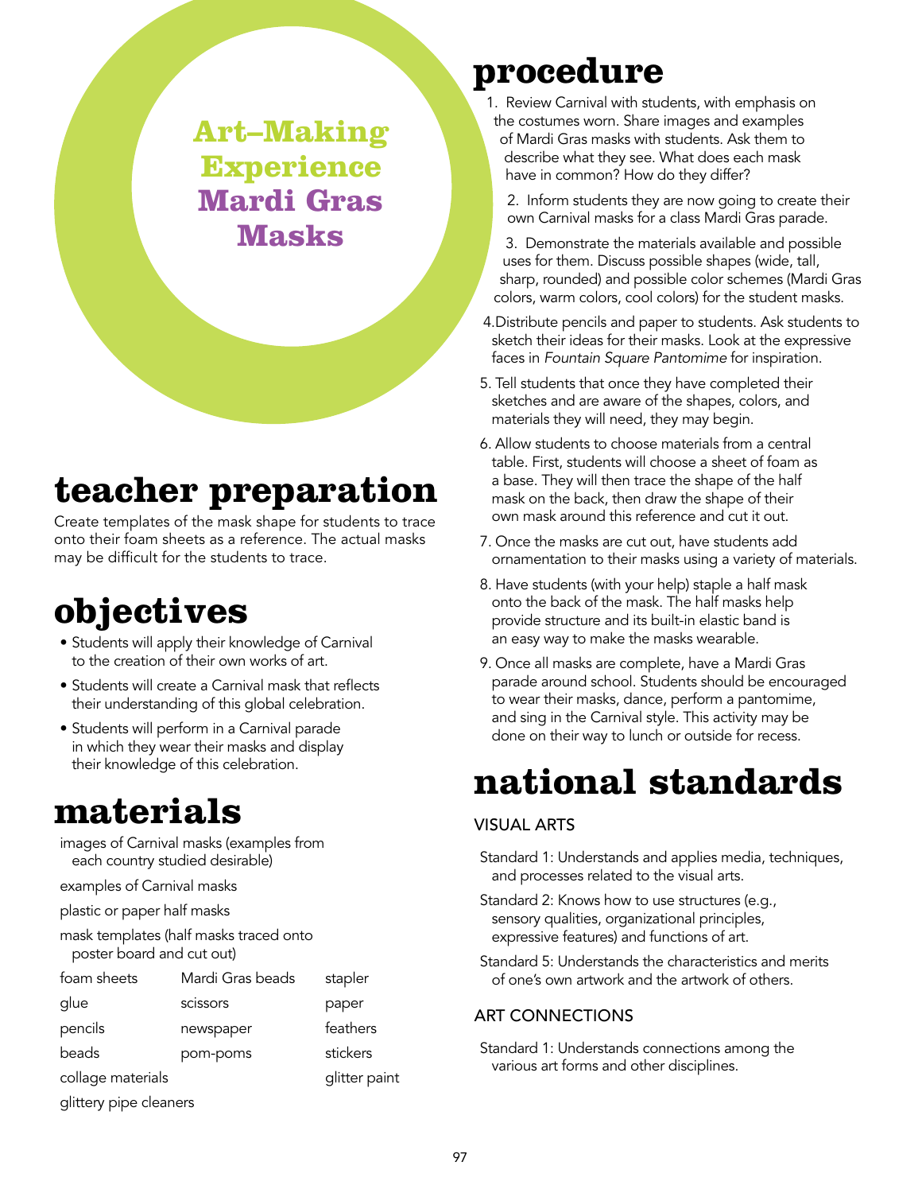# Art–Making Experience Mardi Gras Masks

## teacher preparation

Create templates of the mask shape for students to trace onto their foam sheets as a reference. The actual masks may be difficult for the students to trace.

## objectives

- Students will apply their knowledge of Carnival to the creation of their own works of art.
- Students will create a Carnival mask that reflects their understanding of this global celebration.
- Students will perform in a Carnival parade in which they wear their masks and display their knowledge of this celebration.

## materials

images of Carnival masks (examples from each country studied desirable)

examples of Carnival masks

plastic or paper half masks

mask templates (half masks traced onto poster board and cut out)

foam sheets

glue

pencils

beads

collage materials

glittery pipe cleaners

Mardi Gras beads

scissors

newspaper

pom-poms

stapler

paper

feathers

stickers

glitter paint

## procedure

1. Review Carnival with students, with emphasis on the costumes worn. Share images and examples of Mardi Gras masks with students. Ask them to describe what they see. What does each mask have in common? How do they differ?
2. Inform students they are now going to create their own Carnival masks for a class Mardi Gras parade.
3. Demonstrate the materials available and possible uses for them. Discuss possible shapes (wide, tall, sharp, rounded) and possible color schemes (Mardi Gras colors, warm colors, cool colors) for the student masks.
4. Distribute pencils and paper to students. Ask students to sketch their ideas for their masks. Look at the expressive faces in *Fountain Square Pantomime* for inspiration.
5. Tell students that once they have completed their sketches and are aware of the shapes, colors, and materials they will need, they may begin.
6. Allow students to choose materials from a central table. First, students will choose a sheet of foam as a base. They will then trace the shape of the half mask on the back, then draw the shape of their own mask around this reference and cut it out.
7. Once the masks are cut out, have students add ornamentation to their masks using a variety of materials.
8. Have students (with your help) staple a half mask onto the back of the mask. The half masks help provide structure and its built-in elastic band is an easy way to make the masks wearable.
9. Once all masks are complete, have a Mardi Gras parade around school. Students should be encouraged to wear their masks, dance, perform a pantomime, and sing in the Carnival style. This activity may be done on their way to lunch or outside for recess.

## national standards

### VISUAL ARTS

Standard 1: Understands and applies media, techniques, and processes related to the visual arts.

Standard 2: Knows how to use structures (e.g., sensory qualities, organizational principles, expressive features) and functions of art.

Standard 5: Understands the characteristics and merits of one's own artwork and the artwork of others.

### ART CONNECTIONS

Standard 1: Understands connections among the various art forms and other disciplines.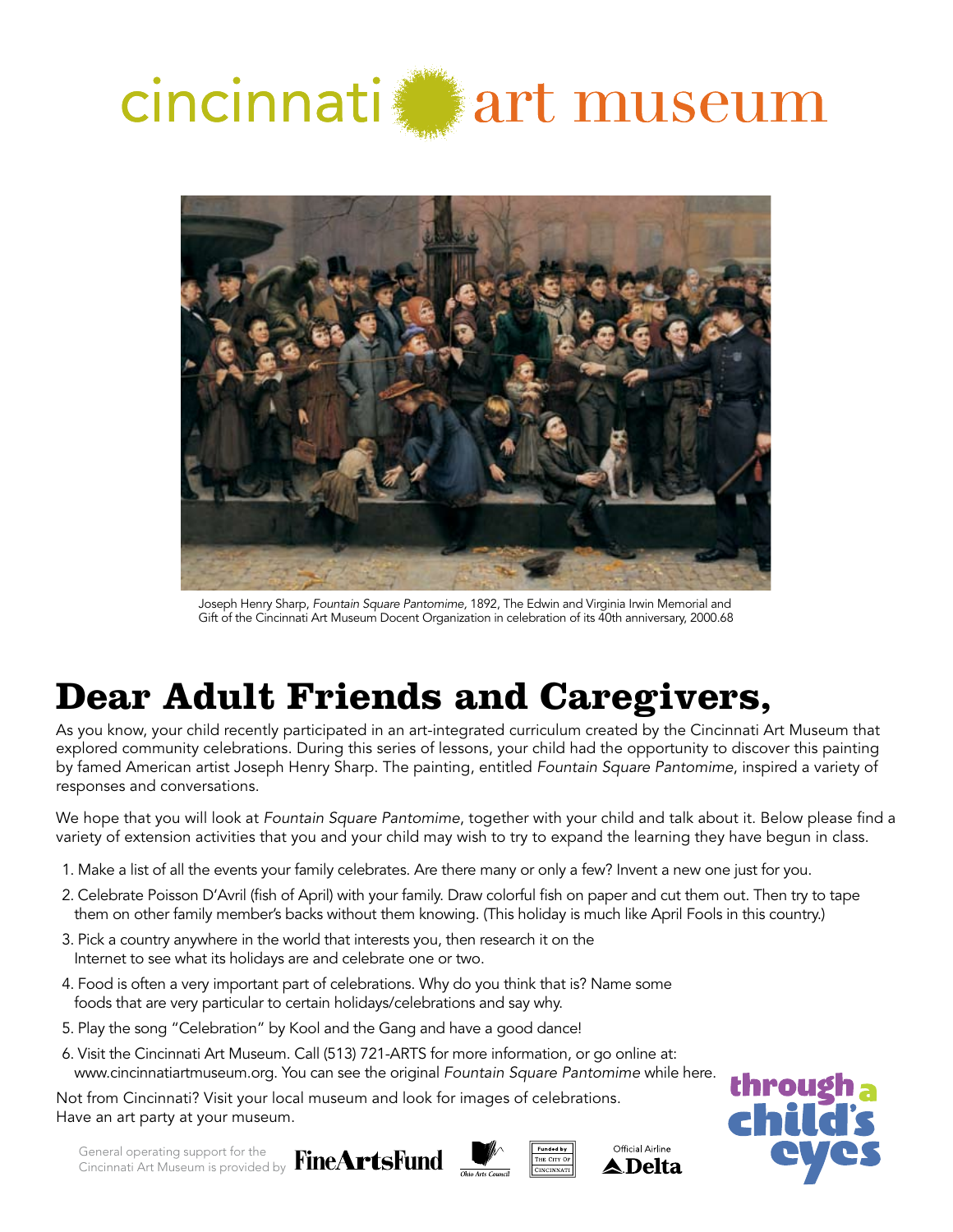cincinnati art museum

Joseph Henry Sharp, *Fountain Square Pantomime*, 1892, The Edwin and Virginia Irwin Memorial and Gift of the Cincinnati Art Museum Docent Organization in celebration of its 40th anniversary, 2000.68

# Dear Adult Friends and Caregivers,

As you know, your child recently participated in an art-integrated curriculum created by the Cincinnati Art Museum that explored community celebrations. During this series of lessons, your child had the opportunity to discover this painting by famed American artist Joseph Henry Sharp. The painting, entitled *Fountain Square Pantomime*, inspired a variety of responses and conversations.

We hope that you will look at *Fountain Square Pantomime*, together with your child and talk about it. Below please find a variety of extension activities that you and your child may wish to try to expand the learning they have begun in class.

1. Make a list of all the events your family celebrates. Are there many or only a few? Invent a new one just for you.
2. Celebrate Poisson D'Avril (fish of April) with your family. Draw colorful fish on paper and cut them out. Then try to tape them on other family member's backs without them knowing. (This holiday is much like April Fools in this country.)
3. Pick a country anywhere in the world that interests you, then research it on the Internet to see what its holidays are and celebrate one or two.
4. Food is often a very important part of celebrations. Why do you think that is? Name some foods that are very particular to certain holidays/celebrations and say why.
5. Play the song "Celebration" by Kool and the Gang and have a good dance!
6. Visit the Cincinnati Art Museum. Call (513) 721-ARTS for more information, or go online at: www.cincinnatiartmuseum.org. You can see the original *Fountain Square Pantomime* while here.

Not from Cincinnati? Visit your local museum and look for images of celebrations. Have an art party at your museum.

General operating support for the Cincinnati Art Museum is provided by FineArtsFund, Ohio Arts Council, Funded by The City of Cincinnati, Official Airline Delta

through a child's eyes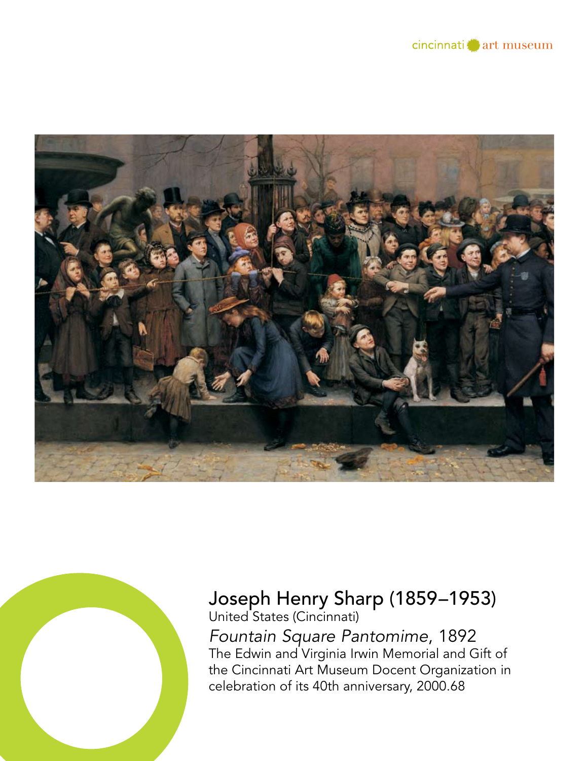cincinnati art museum

## Joseph Henry Sharp (1859–1953)

United States (Cincinnati)

*Fountain Square Pantomime*, 1892

The Edwin and Virginia Irwin Memorial and Gift of the Cincinnati Art Museum Docent Organization in celebration of its 40th anniversary, 2000.68